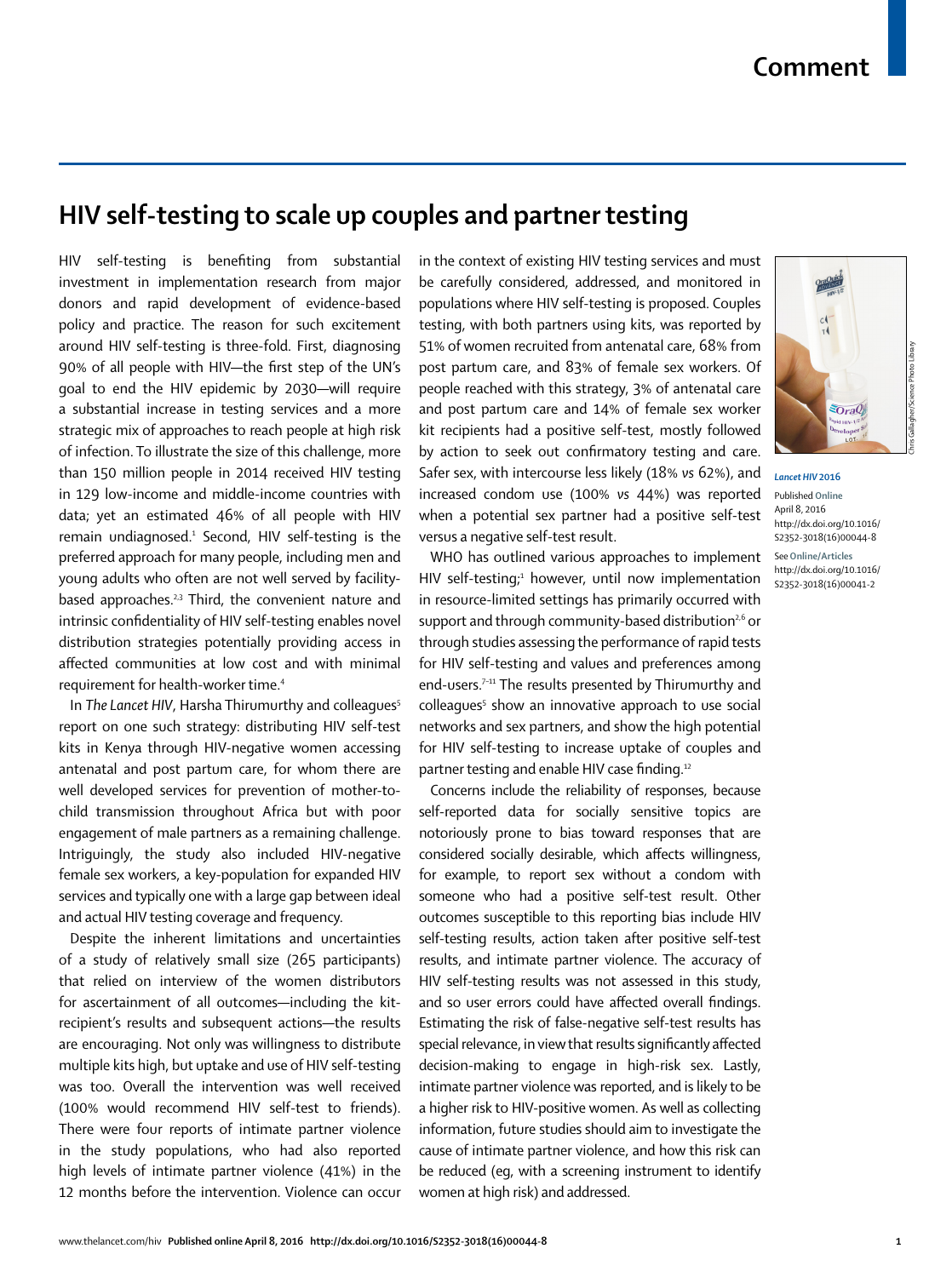# HIV self-testing to scale up couples and partner testing

HIV self-testing is benefiting from substantial investment in implementation research from major donors and rapid development of evidence-based policy and practice. The reason for such excitement around HIV self-testing is three-fold. First, diagnosing 90% of all people with HIV—the first step of the UN's goal to end the HIV epidemic by 2030—will require a substantial increase in testing services and a more strategic mix of approaches to reach people at high risk of infection. To illustrate the size of this challenge, more than 150 million people in 2014 received HIV testing in 129 low-income and middle-income countries with data; yet an estimated 46% of all people with HIV remain undiagnosed.[1] Second, HIV self-testing is the preferred approach for many people, including men and young adults who often are not well served by facility-based approaches.[2,3] Third, the convenient nature and intrinsic confidentiality of HIV self-testing enables novel distribution strategies potentially providing access in affected communities at low cost and with minimal requirement for health-worker time.[4]

In *The Lancet HIV*, Harsha Thirumurthy and colleagues[5] report on one such strategy: distributing HIV self-test kits in Kenya through HIV-negative women accessing antenatal and post partum care, for whom there are well developed services for prevention of mother-to-child transmission throughout Africa but with poor engagement of male partners as a remaining challenge. Intriguingly, the study also included HIV-negative female sex workers, a key-population for expanded HIV services and typically one with a large gap between ideal and actual HIV testing coverage and frequency.

Despite the inherent limitations and uncertainties of a study of relatively small size (265 participants) that relied on interview of the women distributors for ascertainment of all outcomes—including the kit-recipient's results and subsequent actions—the results are encouraging. Not only was willingness to distribute multiple kits high, but uptake and use of HIV self-testing was too. Overall the intervention was well received (100% would recommend HIV self-test to friends). There were four reports of intimate partner violence in the study populations, who had also reported high levels of intimate partner violence (41%) in the 12 months before the intervention. Violence can occur in the context of existing HIV testing services and must be carefully considered, addressed, and monitored in populations where HIV self-testing is proposed. Couples testing, with both partners using kits, was reported by 51% of women recruited from antenatal care, 68% from post partum care, and 83% of female sex workers. Of people reached with this strategy, 3% of antenatal care and post partum care and 14% of female sex worker kit recipients had a positive self-test, mostly followed by action to seek out confirmatory testing and care. Safer sex, with intercourse less likely (18% *vs* 62%), and increased condom use (100% *vs* 44%) was reported when a potential sex partner had a positive self-test versus a negative self-test result.

WHO has outlined various approaches to implement HIV self-testing;[1] however, until now implementation in resource-limited settings has primarily occurred with support and through community-based distribution[2,6] or through studies assessing the performance of rapid tests for HIV self-testing and values and preferences among end-users.[7–11] The results presented by Thirumurthy and colleagues[5] show an innovative approach to use social networks and sex partners, and show the high potential for HIV self-testing to increase uptake of couples and partner testing and enable HIV case finding.[12]

Concerns include the reliability of responses, because self-reported data for socially sensitive topics are notoriously prone to bias toward responses that are considered socially desirable, which affects willingness, for example, to report sex without a condom with someone who had a positive self-test result. Other outcomes susceptible to this reporting bias include HIV self-testing results, action taken after positive self-test results, and intimate partner violence. The accuracy of HIV self-testing results was not assessed in this study, and so user errors could have affected overall findings. Estimating the risk of false-negative self-test results has special relevance, in view that results significantly affected decision-making to engage in high-risk sex. Lastly, intimate partner violence was reported, and is likely to be a higher risk to HIV-positive women. As well as collecting information, future studies should aim to investigate the cause of intimate partner violence, and how this risk can be reduced (eg, with a screening instrument to identify women at high risk) and addressed.

*Lancet HIV* 2016

Published **Online** April 8, 2016 http://dx.doi.org/10.1016/S2352-3018(16)00044-8

See **Online/Articles** http://dx.doi.org/10.1016/S2352-3018(16)00041-2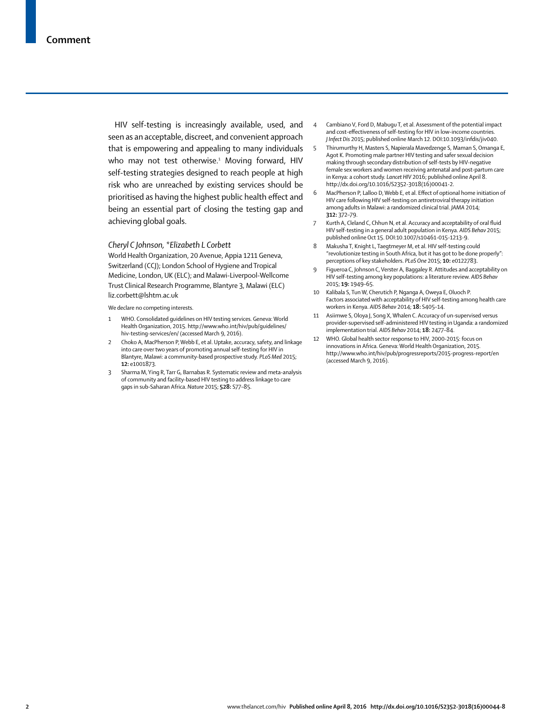HIV self-testing is increasingly available, used, and seen as an acceptable, discreet, and convenient approach that is empowering and appealing to many individuals who may not test otherwise.[1] Moving forward, HIV self-testing strategies designed to reach people at high risk who are unreached by existing services should be prioritised as having the highest public health effect and being an essential part of closing the testing gap and achieving global goals.

*Cheryl C Johnson, \*Elizabeth L Corbett*

World Health Organization, 20 Avenue, Appia 1211 Geneva, Switzerland (CCJ); London School of Hygiene and Tropical Medicine, London, UK (ELC); and Malawi-Liverpool-Wellcome Trust Clinical Research Programme, Blantyre 3, Malawi (ELC)
liz.corbett@lshtm.ac.uk

We declare no competing interests.

1. WHO. Consolidated guidelines on HIV testing services. Geneva: World Health Organization, 2015. http://www.who.int/hiv/pub/guidelines/hiv-testing-services/en/ (accessed March 9, 2016).
2. Choko A, MacPherson P, Webb E, et al. Uptake, accuracy, safety, and linkage into care over two years of promoting annual self-testing for HIV in Blantyre, Malawi: a community-based prospective study. *PLoS Med* 2015; **12:** e1001873.
3. Sharma M, Ying R, Tarr G, Barnabas R. Systematic review and meta-analysis of community and facility-based HIV testing to address linkage to care gaps in sub-Saharan Africa. *Nature* 2015; **528:** S77–85.
4. Cambiano V, Ford D, Mabugu T, et al. Assessment of the potential impact and cost-effectiveness of self-testing for HIV in low-income countries. *J Infect Dis* 2015; published online March 12. DOI:10.1093/infdis/jiv040.
5. Thirumurthy H, Masters S, Napierala Mavedzenge S, Maman S, Omanga E, Agot K. Promoting male partner HIV testing and safer sexual decision making through secondary distribution of self-tests by HIV-negative female sex workers and women receiving antenatal and post-partum care in Kenya: a cohort study. *Lancet HIV* 2016; published online April 8. http://dx.doi.org/10.1016/S2352-3018(16)00041-2.
6. MacPherson P, Lalloo D, Webb E, et al. Effect of optional home initiation of HIV care following HIV self-testing on antiretroviral therapy initiation among adults in Malawi: a randomized clinical trial. *JAMA* 2014; **312:** 372–79.
7. Kurth A, Cleland C, Chhun N, et al. Accuracy and acceptability of oral fluid HIV self-testing in a general adult population in Kenya. *AIDS Behav* 2015; published online Oct 15. DOI:10.1007/s10461-015-1213-9.
8. Makusha T, Knight L, Taegtmeyer M, et al. HIV self-testing could "revolutionize testing in South Africa, but it has got to be done properly": perceptions of key stakeholders. *PLoS One* 2015; **10:** e0122783.
9. Figueroa C, Johnson C, Verster A, Baggaley R. Attitudes and acceptability on HIV self-testing among key populations: a literature review. *AIDS Behav* 2015; **19:** 1949–65.
10. Kalibala S, Tun W, Cherutich P, Nganga A, Oweya E, Oluoch P. Factors associated with acceptability of HIV self-testing among health care workers in Kenya. *AIDS Behav* 2014; **18:** S405–14.
11. Asiimwe S, Oloya J, Song X, Whalen C. Accuracy of un-supervised versus provider-supervised self-administered HIV testing in Uganda: a randomized implementation trial. *AIDS Behav* 2014; **18:** 2477–84.
12. WHO. Global health sector response to HIV, 2000-2015: focus on innovations in Africa. Geneva: World Health Organization, 2015. http://www.who.int/hiv/pub/progressreports/2015-progress-report/en (accessed March 9, 2016).